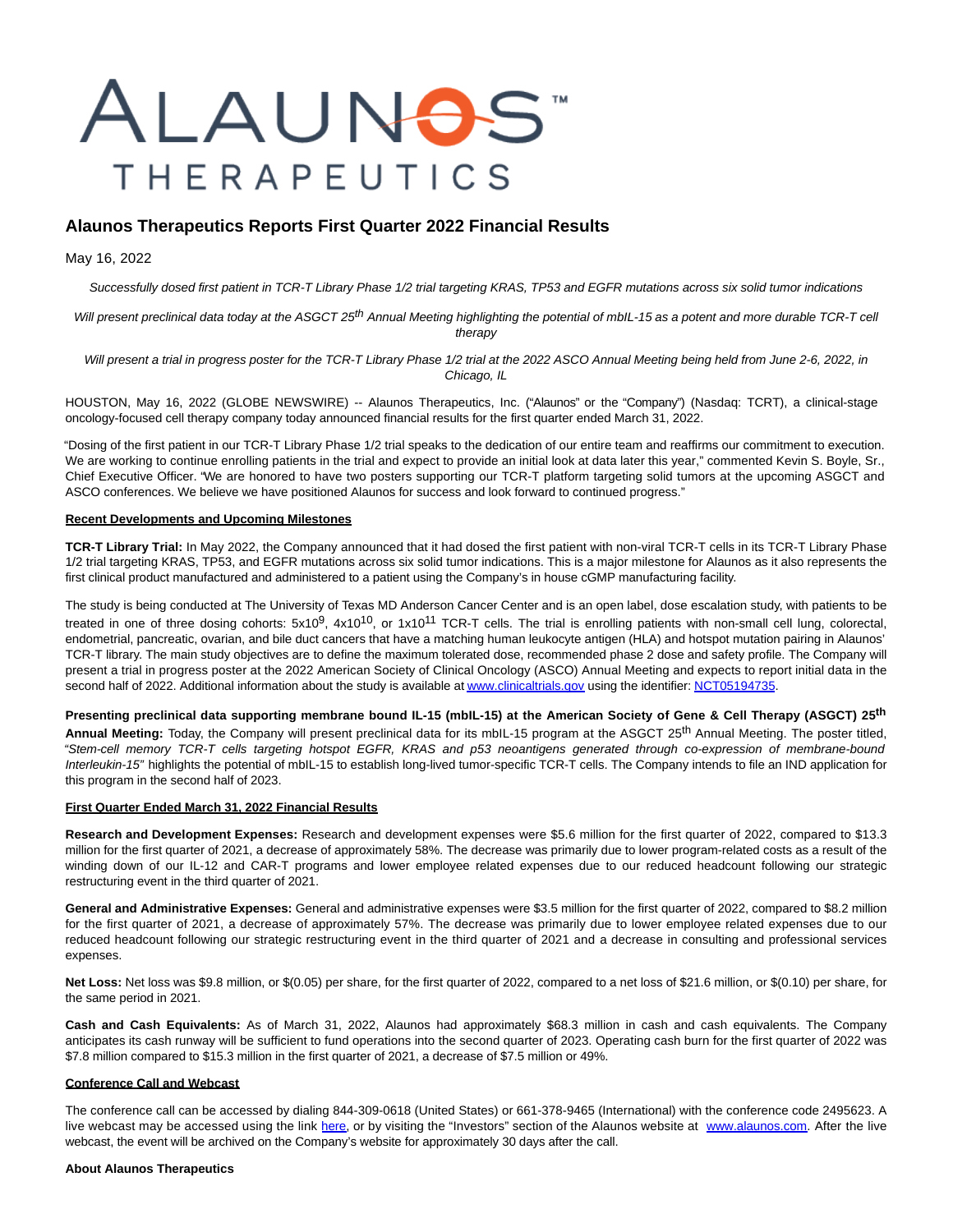# Alaunos Therapeutics Reports First Quarter 2022 Financial Results

May 16, 2022

*Successfully dosed first patient in TCR-T Library Phase 1/2 trial targeting KRAS, TP53 and EGFR mutations across six solid tumor indications*

*Will present preclinical data today at the ASGCT 25th Annual Meeting highlighting the potential of mbIL-15 as a potent and more durable TCR-T cell therapy*

*Will present a trial in progress poster for the TCR-T Library Phase 1/2 trial at the 2022 ASCO Annual Meeting being held from June 2-6, 2022, in Chicago, IL*

HOUSTON, May 16, 2022 (GLOBE NEWSWIRE) -- Alaunos Therapeutics, Inc. ("Alaunos" or the "Company") (Nasdaq: TCRT), a clinical-stage oncology-focused cell therapy company today announced financial results for the first quarter ended March 31, 2022.

"Dosing of the first patient in our TCR-T Library Phase 1/2 trial speaks to the dedication of our entire team and reaffirms our commitment to execution. We are working to continue enrolling patients in the trial and expect to provide an initial look at data later this year," commented Kevin S. Boyle, Sr., Chief Executive Officer. "We are honored to have two posters supporting our TCR-T platform targeting solid tumors at the upcoming ASGCT and ASCO conferences. We believe we have positioned Alaunos for success and look forward to continued progress."

**Recent Developments and Upcoming Milestones**

**TCR-T Library Trial:** In May 2022, the Company announced that it had dosed the first patient with non-viral TCR-T cells in its TCR-T Library Phase 1/2 trial targeting KRAS, TP53, and EGFR mutations across six solid tumor indications. This is a major milestone for Alaunos as it also represents the first clinical product manufactured and administered to a patient using the Company's in house cGMP manufacturing facility.

The study is being conducted at The University of Texas MD Anderson Cancer Center and is an open label, dose escalation study, with patients to be treated in one of three dosing cohorts: $5x10^9$, $4x10^{10}$, or $1x10^{11}$ TCR-T cells. The trial is enrolling patients with non-small cell lung, colorectal, endometrial, pancreatic, ovarian, and bile duct cancers that have a matching human leukocyte antigen (HLA) and hotspot mutation pairing in Alaunos' TCR-T library. The main study objectives are to define the maximum tolerated dose, recommended phase 2 dose and safety profile. The Company will present a trial in progress poster at the 2022 American Society of Clinical Oncology (ASCO) Annual Meeting and expects to report initial data in the second half of 2022. Additional information about the study is available at www.clinicaltrials.gov using the identifier: NCT05194735.

**Presenting preclinical data supporting membrane bound IL-15 (mbIL-15) at the American Society of Gene & Cell Therapy (ASGCT) 25th Annual Meeting:** Today, the Company will present preclinical data for its mbIL-15 program at the ASGCT 25th Annual Meeting. The poster titled, *"Stem-cell memory TCR-T cells targeting hotspot EGFR, KRAS and p53 neoantigens generated through co-expression of membrane-bound Interleukin-15"* highlights the potential of mbIL-15 to establish long-lived tumor-specific TCR-T cells. The Company intends to file an IND application for this program in the second half of 2023.

**First Quarter Ended March 31, 2022 Financial Results**

**Research and Development Expenses:** Research and development expenses were $5.6 million for the first quarter of 2022, compared to $13.3 million for the first quarter of 2021, a decrease of approximately 58%. The decrease was primarily due to lower program-related costs as a result of the winding down of our IL-12 and CAR-T programs and lower employee related expenses due to our reduced headcount following our strategic restructuring event in the third quarter of 2021.

**General and Administrative Expenses:** General and administrative expenses were $3.5 million for the first quarter of 2022, compared to $8.2 million for the first quarter of 2021, a decrease of approximately 57%. The decrease was primarily due to lower employee related expenses due to our reduced headcount following our strategic restructuring event in the third quarter of 2021 and a decrease in consulting and professional services expenses.

**Net Loss:** Net loss was $9.8 million, or $(0.05) per share, for the first quarter of 2022, compared to a net loss of $21.6 million, or $(0.10) per share, for the same period in 2021.

**Cash and Cash Equivalents:** As of March 31, 2022, Alaunos had approximately $68.3 million in cash and cash equivalents. The Company anticipates its cash runway will be sufficient to fund operations into the second quarter of 2023. Operating cash burn for the first quarter of 2022 was $7.8 million compared to $15.3 million in the first quarter of 2021, a decrease of $7.5 million or 49%.

**Conference Call and Webcast**

The conference call can be accessed by dialing 844-309-0618 (United States) or 661-378-9465 (International) with the conference code 2495623. A live webcast may be accessed using the link here, or by visiting the "Investors" section of the Alaunos website at www.alaunos.com. After the live webcast, the event will be archived on the Company's website for approximately 30 days after the call.

**About Alaunos Therapeutics**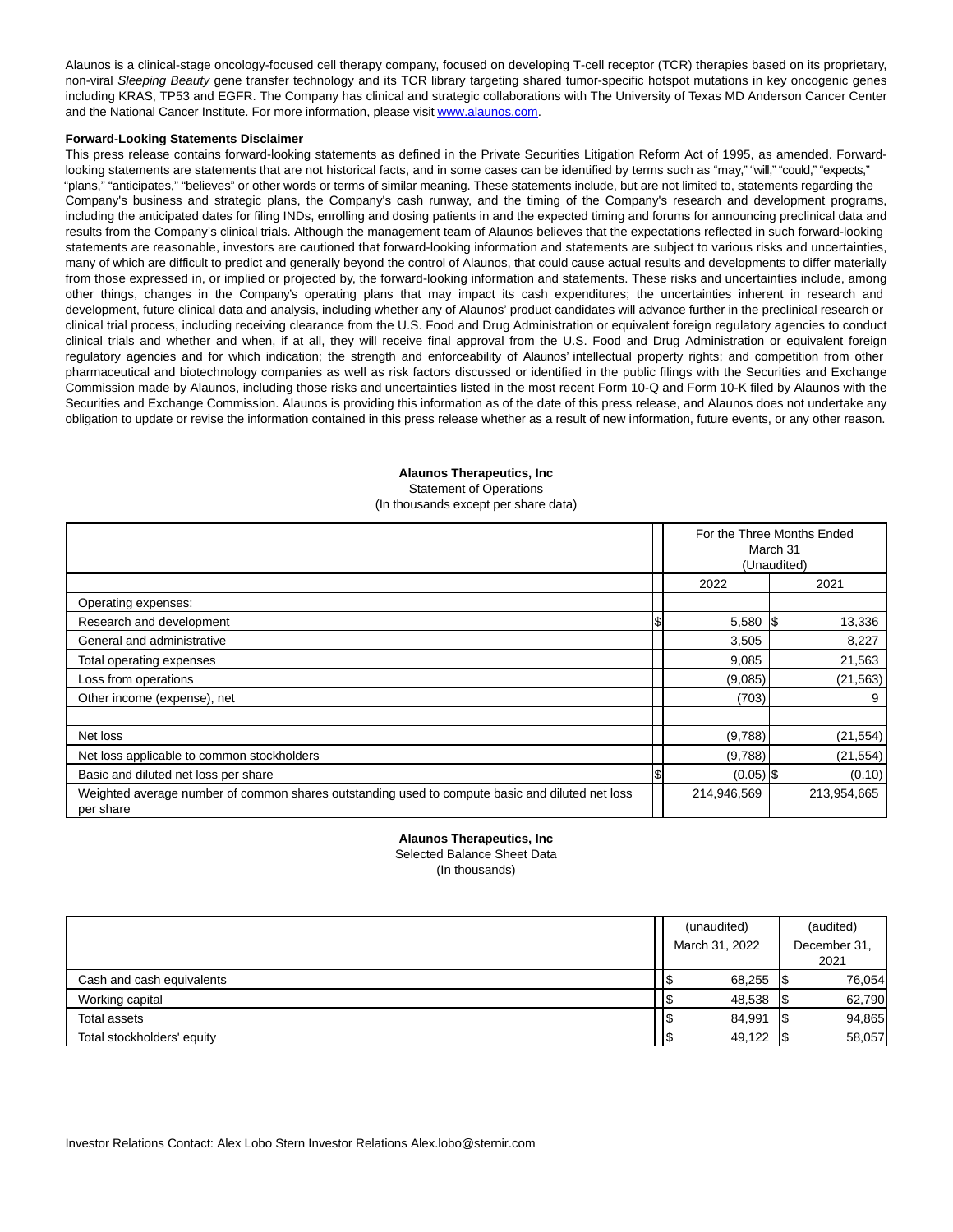Alaunos is a clinical-stage oncology-focused cell therapy company, focused on developing T-cell receptor (TCR) therapies based on its proprietary, non-viral *Sleeping Beauty* gene transfer technology and its TCR library targeting shared tumor-specific hotspot mutations in key oncogenic genes including KRAS, TP53 and EGFR. The Company has clinical and strategic collaborations with The University of Texas MD Anderson Cancer Center and the National Cancer Institute. For more information, please visit [www.alaunos.com](http://www.alaunos.com).

**Forward-Looking Statements Disclaimer**

This press release contains forward-looking statements as defined in the Private Securities Litigation Reform Act of 1995, as amended. Forward-looking statements are statements that are not historical facts, and in some cases can be identified by terms such as "may," "will," "could," "expects," "plans," "anticipates," "believes" or other words or terms of similar meaning. These statements include, but are not limited to, statements regarding the Company's business and strategic plans, the Company's cash runway, and the timing of the Company's research and development programs, including the anticipated dates for filing INDs, enrolling and dosing patients in and the expected timing and forums for announcing preclinical data and results from the Company's clinical trials. Although the management team of Alaunos believes that the expectations reflected in such forward-looking statements are reasonable, investors are cautioned that forward-looking information and statements are subject to various risks and uncertainties, many of which are difficult to predict and generally beyond the control of Alaunos, that could cause actual results and developments to differ materially from those expressed in, or implied or projected by, the forward-looking information and statements. These risks and uncertainties include, among other things, changes in the Company's operating plans that may impact its cash expenditures; the uncertainties inherent in research and development, future clinical data and analysis, including whether any of Alaunos' product candidates will advance further in the preclinical research or clinical trial process, including receiving clearance from the U.S. Food and Drug Administration or equivalent foreign regulatory agencies to conduct clinical trials and whether and when, if at all, they will receive final approval from the U.S. Food and Drug Administration or equivalent foreign regulatory agencies and for which indication; the strength and enforceability of Alaunos' intellectual property rights; and competition from other pharmaceutical and biotechnology companies as well as risk factors discussed or identified in the public filings with the Securities and Exchange Commission made by Alaunos, including those risks and uncertainties listed in the most recent Form 10-Q and Form 10-K filed by Alaunos with the Securities and Exchange Commission. Alaunos is providing this information as of the date of this press release, and Alaunos does not undertake any obligation to update or revise the information contained in this press release whether as a result of new information, future events, or any other reason.

**Alaunos Therapeutics, Inc**

Statement of Operations

(In thousands except per share data)

| | For the Three Months Ended March 31 (Unaudited) | |
|---|---|---|
| | 2022 | 2021 |
| Operating expenses: | | |
| Research and development | $ 5,580 | $ 13,336 |
| General and administrative | 3,505 | 8,227 |
| Total operating expenses | 9,085 | 21,563 |
| Loss from operations | (9,085) | (21,563) |
| Other income (expense), net | (703) | 9 |
| | | |
| Net loss | (9,788) | (21,554) |
| Net loss applicable to common stockholders | (9,788) | (21,554) |
| Basic and diluted net loss per share | $ (0.05) | $ (0.10) |
| Weighted average number of common shares outstanding used to compute basic and diluted net loss per share | 214,946,569 | 213,954,665 |

**Alaunos Therapeutics, Inc**

Selected Balance Sheet Data

(In thousands)

| | (unaudited) | (audited) |
|---|---|---|
| | March 31, 2022 | December 31, 2021 |
| Cash and cash equivalents | $ 68,255 | $ 76,054 |
| Working capital | $ 48,538 | $ 62,790 |
| Total assets | $ 84,991 | $ 94,865 |
| Total stockholders' equity | $ 49,122 | $ 58,057 |

Investor Relations Contact: Alex Lobo Stern Investor Relations Alex.lobo@sternir.com